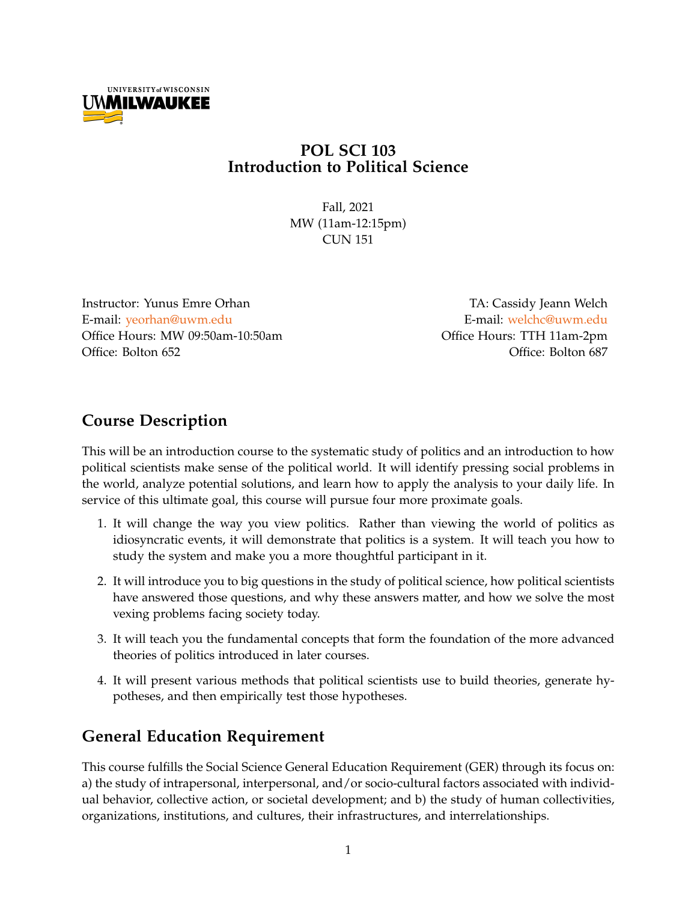# POL SCI 103
# Introduction to Political Science

Fall, 2021
MW (11am-12:15pm)
CUN 151

Instructor: Yunus Emre Orhan
E-mail: yeorhan@uwm.edu
Office Hours: MW 09:50am-10:50am
Office: Bolton 652

TA: Cassidy Jeann Welch
E-mail: welchc@uwm.edu
Office Hours: TTH 11am-2pm
Office: Bolton 687

## Course Description

This will be an introduction course to the systematic study of politics and an introduction to how political scientists make sense of the political world. It will identify pressing social problems in the world, analyze potential solutions, and learn how to apply the analysis to your daily life. In service of this ultimate goal, this course will pursue four more proximate goals.

1. It will change the way you view politics. Rather than viewing the world of politics as idiosyncratic events, it will demonstrate that politics is a system. It will teach you how to study the system and make you a more thoughtful participant in it.
2. It will introduce you to big questions in the study of political science, how political scientists have answered those questions, and why these answers matter, and how we solve the most vexing problems facing society today.
3. It will teach you the fundamental concepts that form the foundation of the more advanced theories of politics introduced in later courses.
4. It will present various methods that political scientists use to build theories, generate hypotheses, and then empirically test those hypotheses.

## General Education Requirement

This course fulfills the Social Science General Education Requirement (GER) through its focus on: a) the study of intrapersonal, interpersonal, and/or socio-cultural factors associated with individual behavior, collective action, or societal development; and b) the study of human collectivities, organizations, institutions, and cultures, their infrastructures, and interrelationships.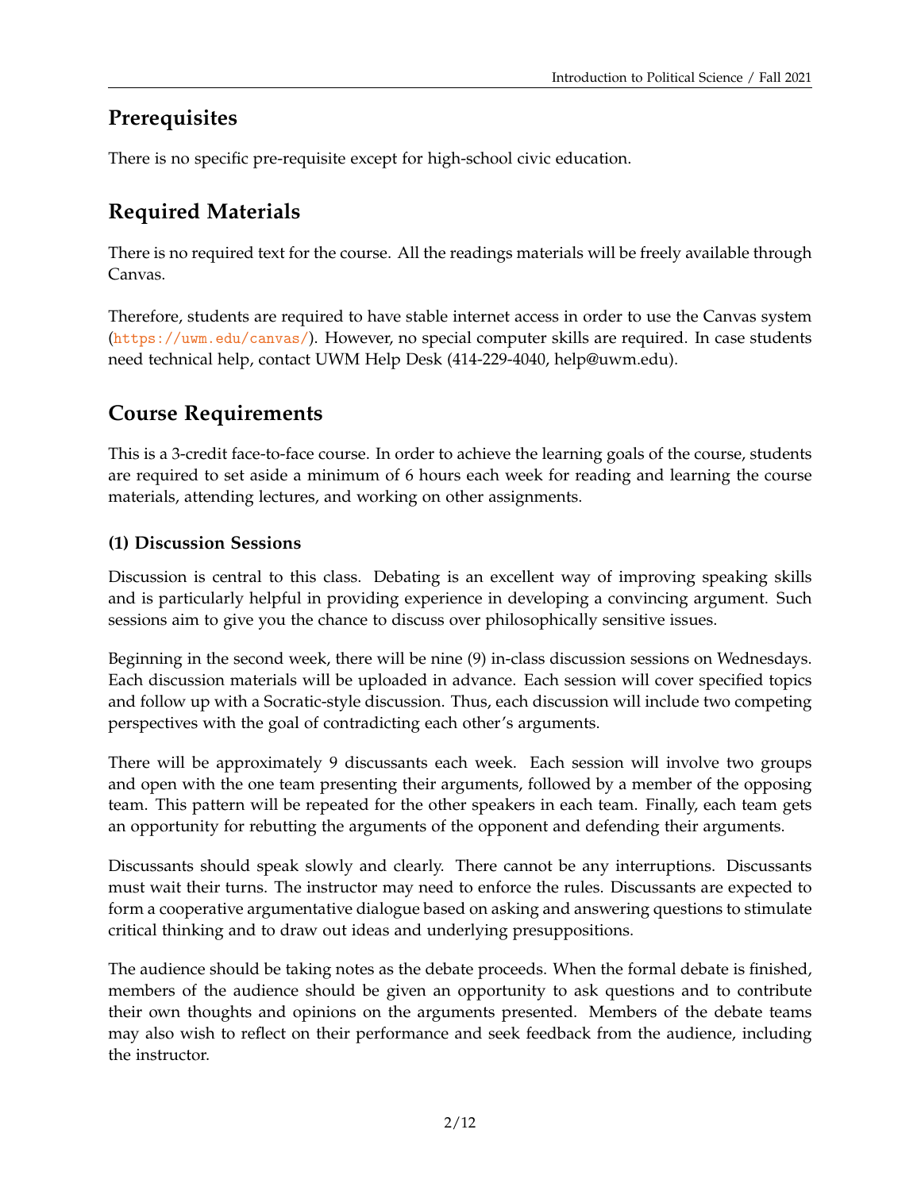## Prerequisites

There is no specific pre-requisite except for high-school civic education.

## Required Materials

There is no required text for the course. All the readings materials will be freely available through Canvas.

Therefore, students are required to have stable internet access in order to use the Canvas system (https://uwm.edu/canvas/). However, no special computer skills are required. In case students need technical help, contact UWM Help Desk (414-229-4040, help@uwm.edu).

## Course Requirements

This is a 3-credit face-to-face course. In order to achieve the learning goals of the course, students are required to set aside a minimum of 6 hours each week for reading and learning the course materials, attending lectures, and working on other assignments.

### (1) Discussion Sessions

Discussion is central to this class. Debating is an excellent way of improving speaking skills and is particularly helpful in providing experience in developing a convincing argument. Such sessions aim to give you the chance to discuss over philosophically sensitive issues.

Beginning in the second week, there will be nine (9) in-class discussion sessions on Wednesdays. Each discussion materials will be uploaded in advance. Each session will cover specified topics and follow up with a Socratic-style discussion. Thus, each discussion will include two competing perspectives with the goal of contradicting each other's arguments.

There will be approximately 9 discussants each week. Each session will involve two groups and open with the one team presenting their arguments, followed by a member of the opposing team. This pattern will be repeated for the other speakers in each team. Finally, each team gets an opportunity for rebutting the arguments of the opponent and defending their arguments.

Discussants should speak slowly and clearly. There cannot be any interruptions. Discussants must wait their turns. The instructor may need to enforce the rules. Discussants are expected to form a cooperative argumentative dialogue based on asking and answering questions to stimulate critical thinking and to draw out ideas and underlying presuppositions.

The audience should be taking notes as the debate proceeds. When the formal debate is finished, members of the audience should be given an opportunity to ask questions and to contribute their own thoughts and opinions on the arguments presented. Members of the debate teams may also wish to reflect on their performance and seek feedback from the audience, including the instructor.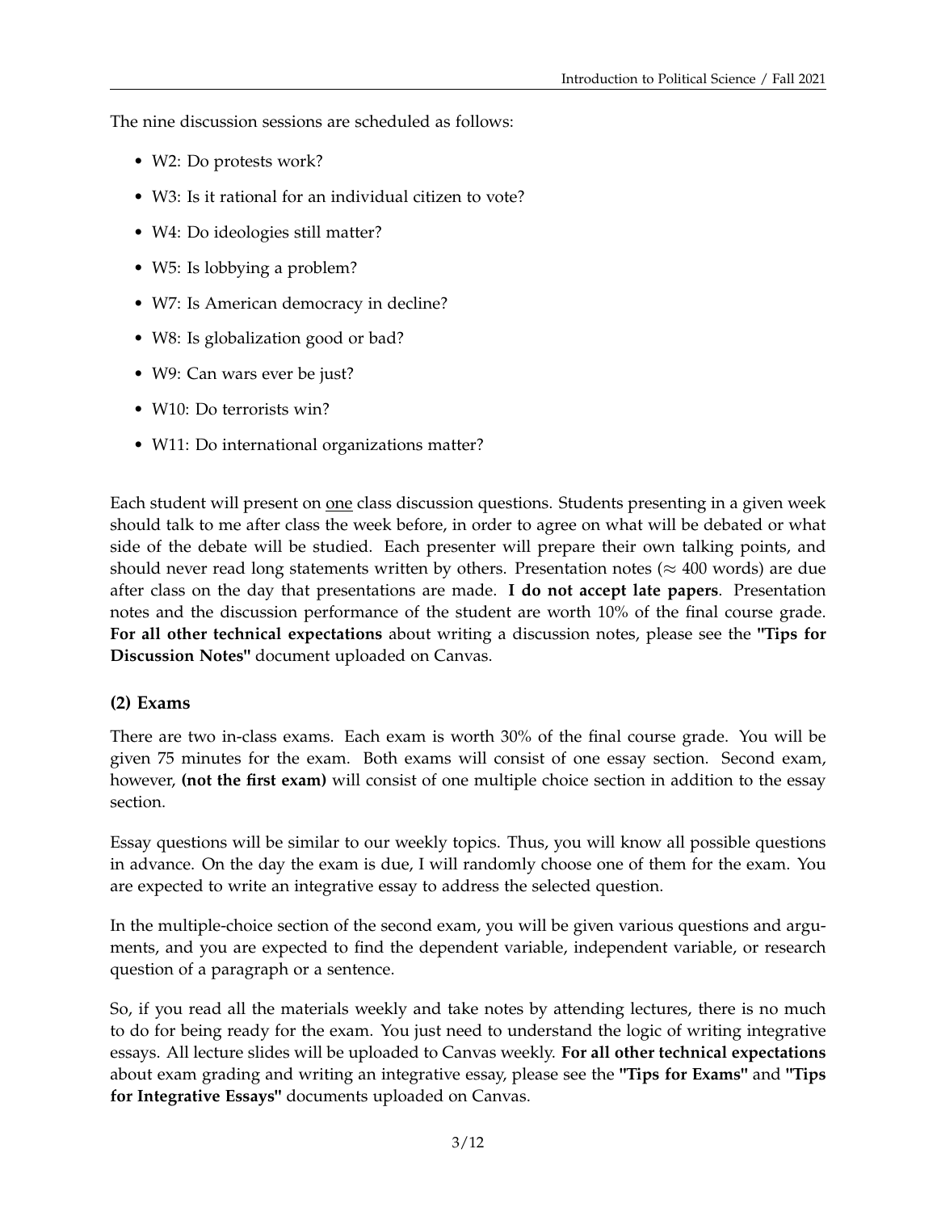The nine discussion sessions are scheduled as follows:

- W2: Do protests work?
- W3: Is it rational for an individual citizen to vote?
- W4: Do ideologies still matter?
- W5: Is lobbying a problem?
- W7: Is American democracy in decline?
- W8: Is globalization good or bad?
- W9: Can wars ever be just?
- W10: Do terrorists win?
- W11: Do international organizations matter?

Each student will present on <u>one</u> class discussion questions. Students presenting in a given week should talk to me after class the week before, in order to agree on what will be debated or what side of the debate will be studied. Each presenter will prepare their own talking points, and should never read long statements written by others. Presentation notes ($\approx$ 400 words) are due after class on the day that presentations are made. **I do not accept late papers**. Presentation notes and the discussion performance of the student are worth 10% of the final course grade. **For all other technical expectations** about writing a discussion notes, please see the **"Tips for Discussion Notes"** document uploaded on Canvas.

### (2) Exams

There are two in-class exams. Each exam is worth 30% of the final course grade. You will be given 75 minutes for the exam. Both exams will consist of one essay section. Second exam, however, **(not the first exam)** will consist of one multiple choice section in addition to the essay section.

Essay questions will be similar to our weekly topics. Thus, you will know all possible questions in advance. On the day the exam is due, I will randomly choose one of them for the exam. You are expected to write an integrative essay to address the selected question.

In the multiple-choice section of the second exam, you will be given various questions and arguments, and you are expected to find the dependent variable, independent variable, or research question of a paragraph or a sentence.

So, if you read all the materials weekly and take notes by attending lectures, there is no much to do for being ready for the exam. You just need to understand the logic of writing integrative essays. All lecture slides will be uploaded to Canvas weekly. **For all other technical expectations** about exam grading and writing an integrative essay, please see the **"Tips for Exams"** and **"Tips for Integrative Essays"** documents uploaded on Canvas.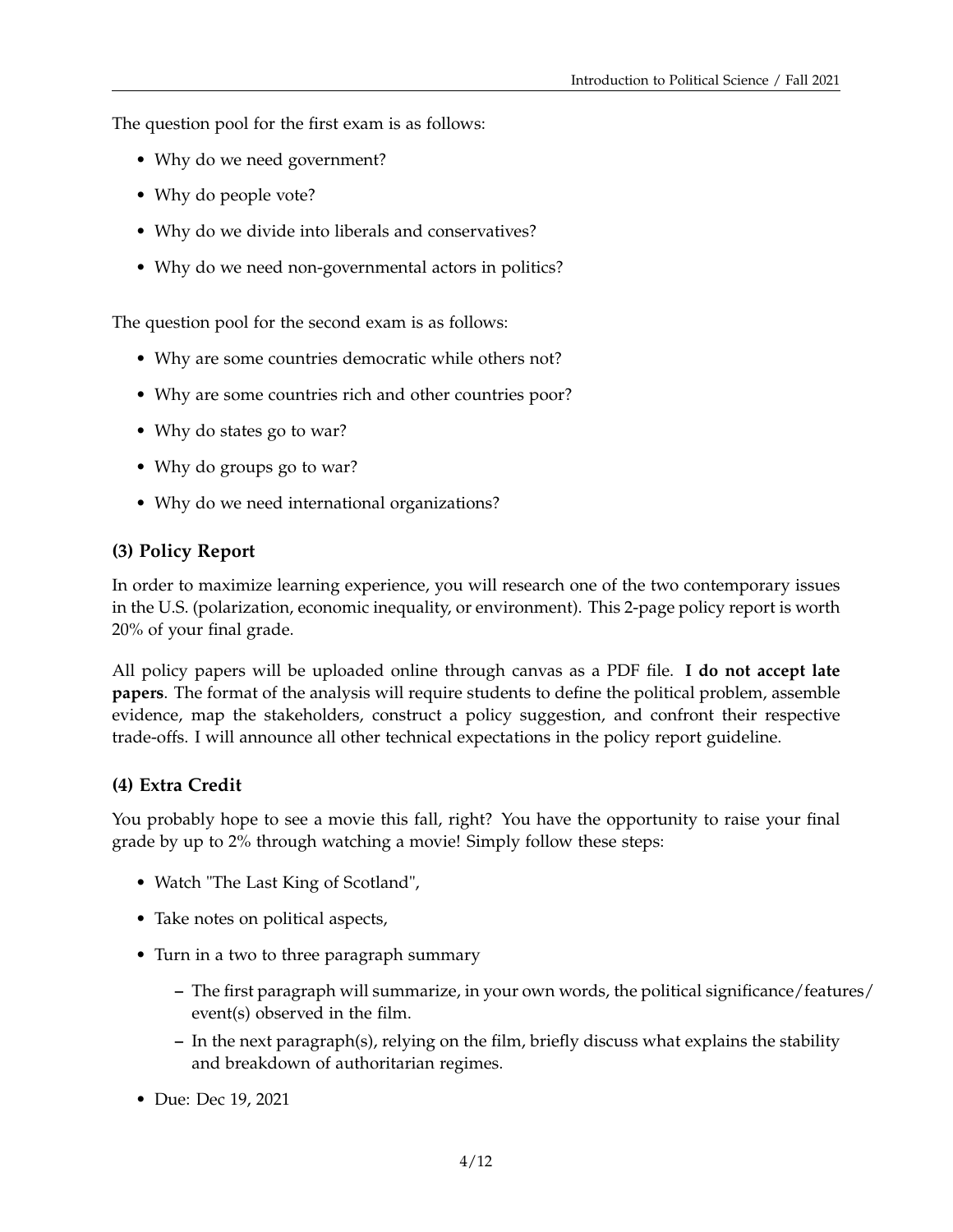The question pool for the first exam is as follows:

- Why do we need government?
- Why do people vote?
- Why do we divide into liberals and conservatives?
- Why do we need non-governmental actors in politics?

The question pool for the second exam is as follows:

- Why are some countries democratic while others not?
- Why are some countries rich and other countries poor?
- Why do states go to war?
- Why do groups go to war?
- Why do we need international organizations?

### (3) Policy Report

In order to maximize learning experience, you will research one of the two contemporary issues in the U.S. (polarization, economic inequality, or environment). This 2-page policy report is worth 20% of your final grade.

All policy papers will be uploaded online through canvas as a PDF file. **I do not accept late papers**. The format of the analysis will require students to define the political problem, assemble evidence, map the stakeholders, construct a policy suggestion, and confront their respective trade-offs. I will announce all other technical expectations in the policy report guideline.

### (4) Extra Credit

You probably hope to see a movie this fall, right? You have the opportunity to raise your final grade by up to 2% through watching a movie! Simply follow these steps:

- Watch "The Last King of Scotland",
- Take notes on political aspects,
- Turn in a two to three paragraph summary
  - The first paragraph will summarize, in your own words, the political significance/features/event(s) observed in the film.
  - In the next paragraph(s), relying on the film, briefly discuss what explains the stability and breakdown of authoritarian regimes.
- Due: Dec 19, 2021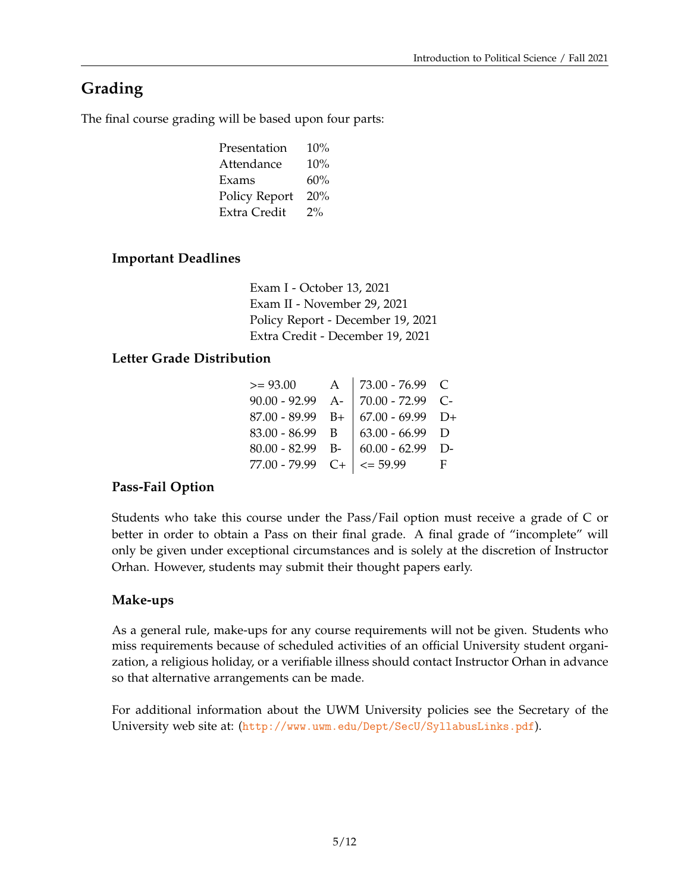# Grading

The final course grading will be based upon four parts:

| | |
|---|---|
| Presentation | 10% |
| Attendance | 10% |
| Exams | 60% |
| Policy Report | 20% |
| Extra Credit | 2% |

### Important Deadlines

Exam I - October 13, 2021
Exam II - November 29, 2021
Policy Report - December 19, 2021
Extra Credit - December 19, 2021

### Letter Grade Distribution

| | | | |
|---|---|---|---|
| >= 93.00 | A | 73.00 - 76.99 | C |
| 90.00 - 92.99 | A- | 70.00 - 72.99 | C- |
| 87.00 - 89.99 | B+ | 67.00 - 69.99 | D+ |
| 83.00 - 86.99 | B | 63.00 - 66.99 | D |
| 80.00 - 82.99 | B- | 60.00 - 62.99 | D- |
| 77.00 - 79.99 | C+ | <= 59.99 | F |

### Pass-Fail Option

Students who take this course under the Pass/Fail option must receive a grade of C or better in order to obtain a Pass on their final grade. A final grade of "incomplete" will only be given under exceptional circumstances and is solely at the discretion of Instructor Orhan. However, students may submit their thought papers early.

### Make-ups

As a general rule, make-ups for any course requirements will not be given. Students who miss requirements because of scheduled activities of an official University student organization, a religious holiday, or a verifiable illness should contact Instructor Orhan in advance so that alternative arrangements can be made.

For additional information about the UWM University policies see the Secretary of the University web site at: (http://www.uwm.edu/Dept/SecU/SyllabusLinks.pdf).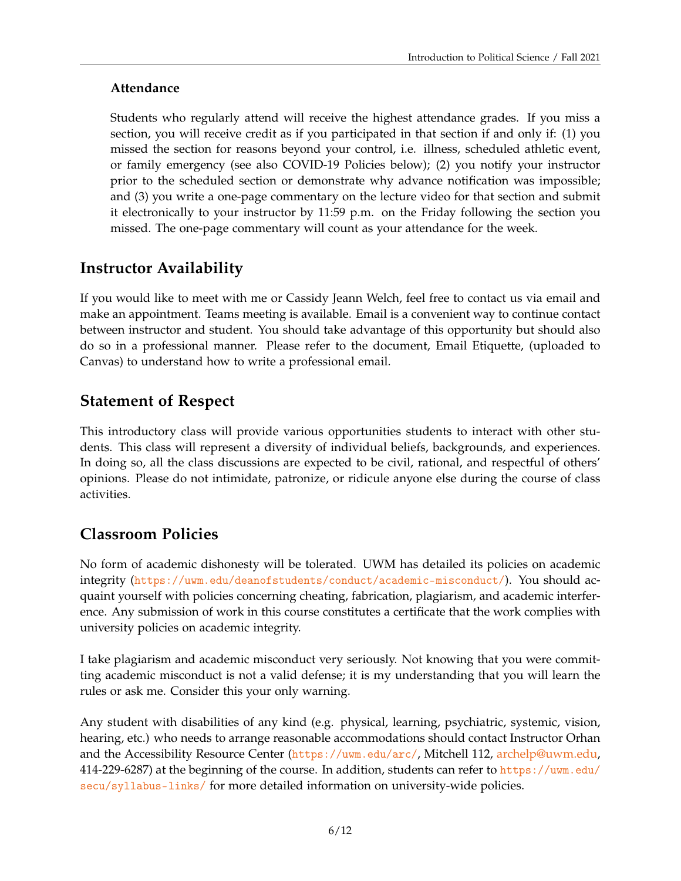### Attendance

Students who regularly attend will receive the highest attendance grades. If you miss a section, you will receive credit as if you participated in that section if and only if: (1) you missed the section for reasons beyond your control, i.e. illness, scheduled athletic event, or family emergency (see also COVID-19 Policies below); (2) you notify your instructor prior to the scheduled section or demonstrate why advance notification was impossible; and (3) you write a one-page commentary on the lecture video for that section and submit it electronically to your instructor by 11:59 p.m. on the Friday following the section you missed. The one-page commentary will count as your attendance for the week.

## Instructor Availability

If you would like to meet with me or Cassidy Jeann Welch, feel free to contact us via email and make an appointment. Teams meeting is available. Email is a convenient way to continue contact between instructor and student. You should take advantage of this opportunity but should also do so in a professional manner. Please refer to the document, Email Etiquette, (uploaded to Canvas) to understand how to write a professional email.

## Statement of Respect

This introductory class will provide various opportunities students to interact with other students. This class will represent a diversity of individual beliefs, backgrounds, and experiences. In doing so, all the class discussions are expected to be civil, rational, and respectful of others' opinions. Please do not intimidate, patronize, or ridicule anyone else during the course of class activities.

## Classroom Policies

No form of academic dishonesty will be tolerated. UWM has detailed its policies on academic integrity (https://uwm.edu/deanofstudents/conduct/academic-misconduct/). You should acquaint yourself with policies concerning cheating, fabrication, plagiarism, and academic interference. Any submission of work in this course constitutes a certificate that the work complies with university policies on academic integrity.

I take plagiarism and academic misconduct very seriously. Not knowing that you were committing academic misconduct is not a valid defense; it is my understanding that you will learn the rules or ask me. Consider this your only warning.

Any student with disabilities of any kind (e.g. physical, learning, psychiatric, systemic, vision, hearing, etc.) who needs to arrange reasonable accommodations should contact Instructor Orhan and the Accessibility Resource Center (https://uwm.edu/arc/, Mitchell 112, archelp@uwm.edu, 414-229-6287) at the beginning of the course. In addition, students can refer to https://uwm.edu/secu/syllabus-links/ for more detailed information on university-wide policies.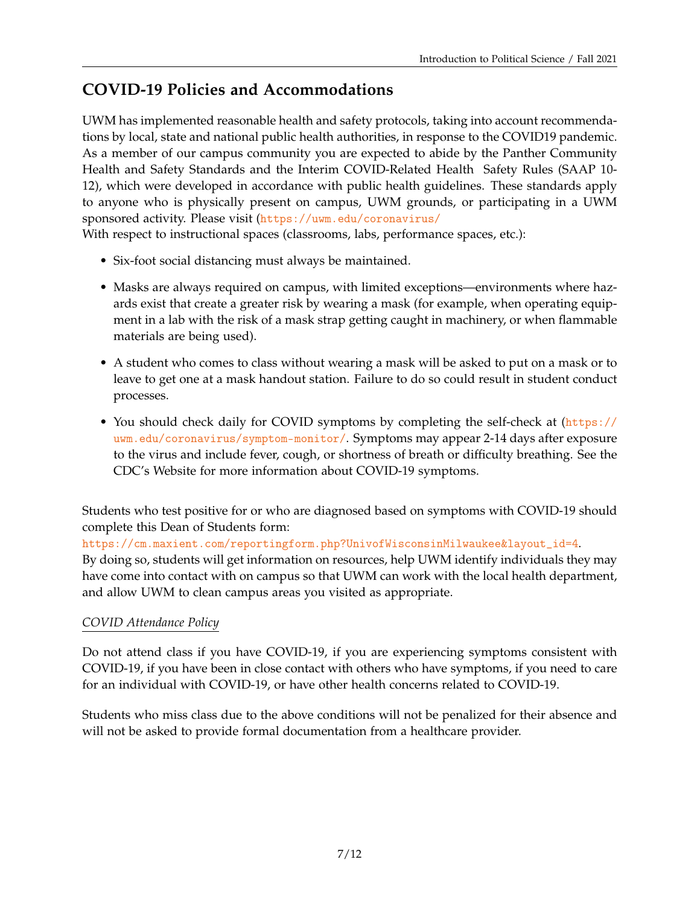## COVID-19 Policies and Accommodations

UWM has implemented reasonable health and safety protocols, taking into account recommendations by local, state and national public health authorities, in response to the COVID19 pandemic. As a member of our campus community you are expected to abide by the Panther Community Health and Safety Standards and the Interim COVID-Related Health Safety Rules (SAAP 10-12), which were developed in accordance with public health guidelines. These standards apply to anyone who is physically present on campus, UWM grounds, or participating in a UWM sponsored activity. Please visit (https://uwm.edu/coronavirus/
With respect to instructional spaces (classrooms, labs, performance spaces, etc.):

- Six-foot social distancing must always be maintained.
- Masks are always required on campus, with limited exceptions—environments where hazards exist that create a greater risk by wearing a mask (for example, when operating equipment in a lab with the risk of a mask strap getting caught in machinery, or when flammable materials are being used).
- A student who comes to class without wearing a mask will be asked to put on a mask or to leave to get one at a mask handout station. Failure to do so could result in student conduct processes.
- You should check daily for COVID symptoms by completing the self-check at (https://uwm.edu/coronavirus/symptom-monitor/. Symptoms may appear 2-14 days after exposure to the virus and include fever, cough, or shortness of breath or difficulty breathing. See the CDC's Website for more information about COVID-19 symptoms.

Students who test positive for or who are diagnosed based on symptoms with COVID-19 should complete this Dean of Students form:
https://cm.maxient.com/reportingform.php?UnivofWisconsinMilwaukee&layout_id=4.
By doing so, students will get information on resources, help UWM identify individuals they may have come into contact with on campus so that UWM can work with the local health department, and allow UWM to clean campus areas you visited as appropriate.

*COVID Attendance Policy*

Do not attend class if you have COVID-19, if you are experiencing symptoms consistent with COVID-19, if you have been in close contact with others who have symptoms, if you need to care for an individual with COVID-19, or have other health concerns related to COVID-19.

Students who miss class due to the above conditions will not be penalized for their absence and will not be asked to provide formal documentation from a healthcare provider.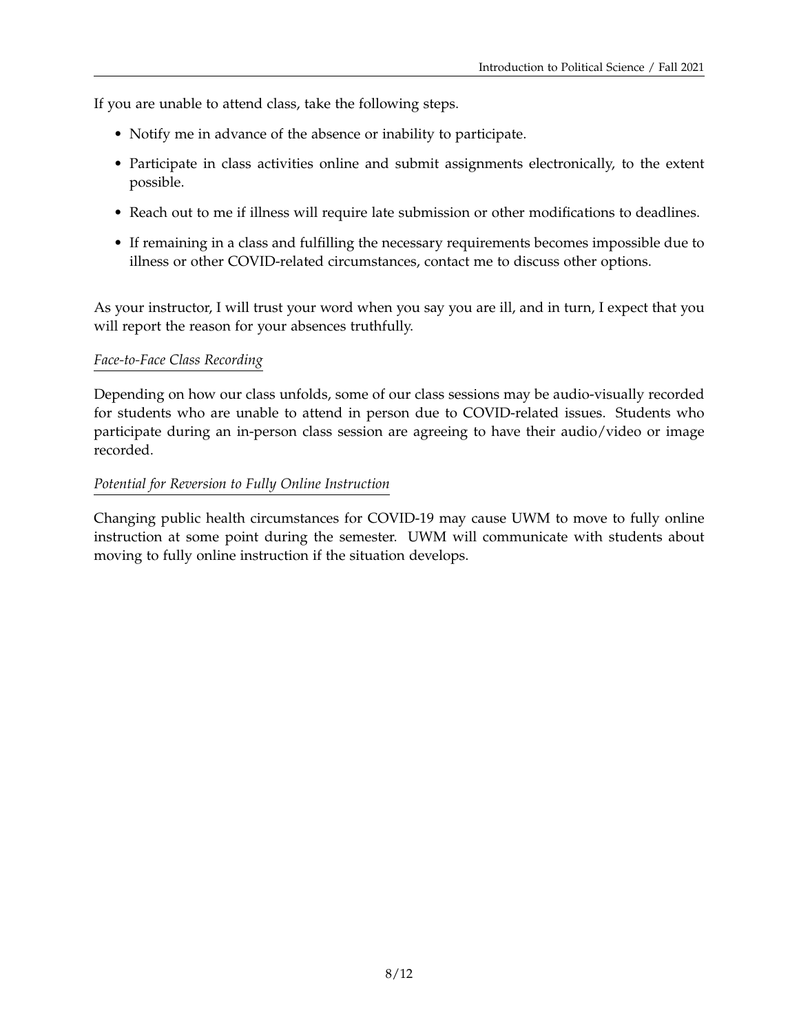If you are unable to attend class, take the following steps.

- Notify me in advance of the absence or inability to participate.
- Participate in class activities online and submit assignments electronically, to the extent possible.
- Reach out to me if illness will require late submission or other modifications to deadlines.
- If remaining in a class and fulfilling the necessary requirements becomes impossible due to illness or other COVID-related circumstances, contact me to discuss other options.

As your instructor, I will trust your word when you say you are ill, and in turn, I expect that you will report the reason for your absences truthfully.

*Face-to-Face Class Recording*

Depending on how our class unfolds, some of our class sessions may be audio-visually recorded for students who are unable to attend in person due to COVID-related issues. Students who participate during an in-person class session are agreeing to have their audio/video or image recorded.

*Potential for Reversion to Fully Online Instruction*

Changing public health circumstances for COVID-19 may cause UWM to move to fully online instruction at some point during the semester. UWM will communicate with students about moving to fully online instruction if the situation develops.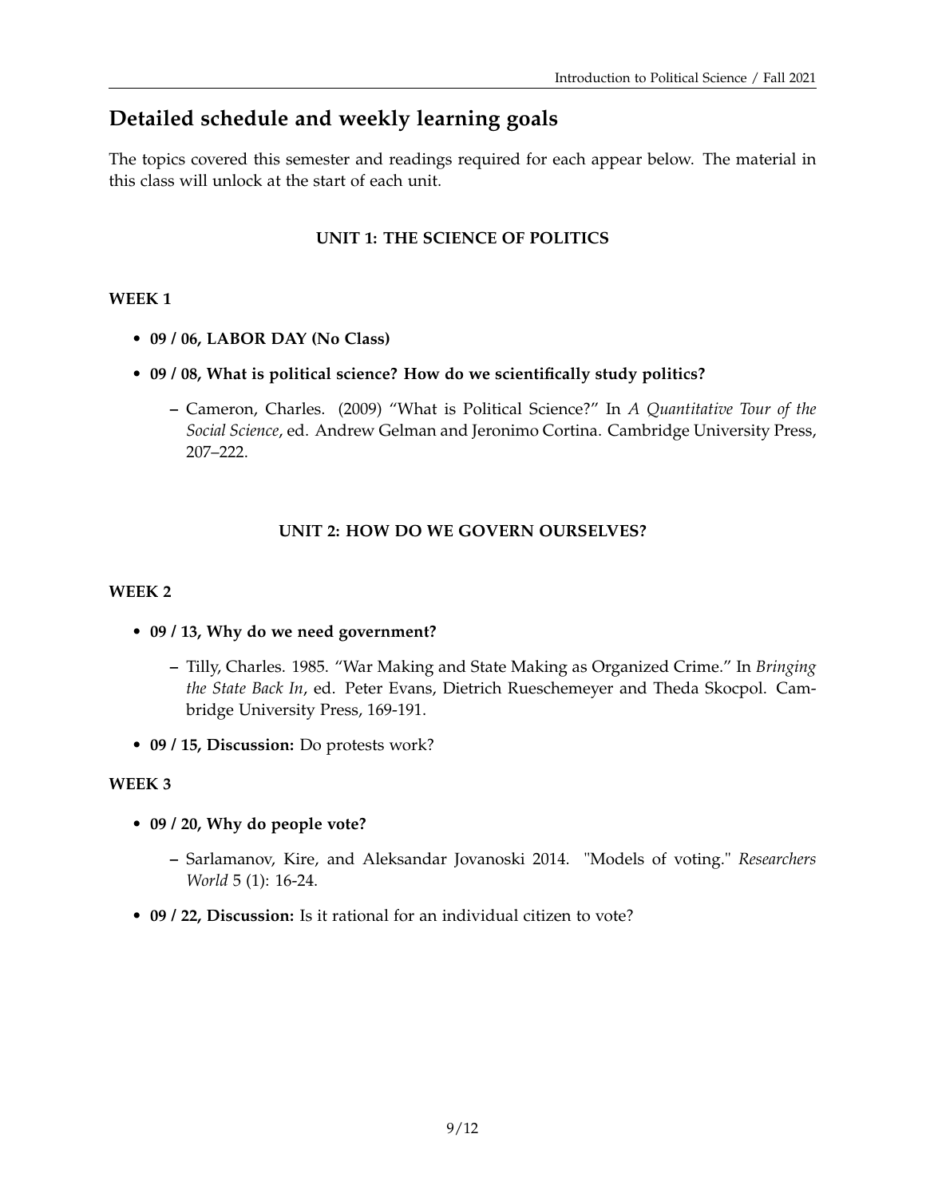## Detailed schedule and weekly learning goals

The topics covered this semester and readings required for each appear below. The material in this class will unlock at the start of each unit.

### UNIT 1: THE SCIENCE OF POLITICS

#### WEEK 1

- **09 / 06, LABOR DAY (No Class)**
- **09 / 08, What is political science? How do we scientifically study politics?**
  - Cameron, Charles. (2009) "What is Political Science?" In *A Quantitative Tour of the Social Science*, ed. Andrew Gelman and Jeronimo Cortina. Cambridge University Press, 207–222.

### UNIT 2: HOW DO WE GOVERN OURSELVES?

#### WEEK 2

- **09 / 13, Why do we need government?**
  - Tilly, Charles. 1985. "War Making and State Making as Organized Crime." In *Bringing the State Back In*, ed. Peter Evans, Dietrich Rueschemeyer and Theda Skocpol. Cambridge University Press, 169-191.
- **09 / 15, Discussion:** Do protests work?

#### WEEK 3

- **09 / 20, Why do people vote?**
  - Sarlamanov, Kire, and Aleksandar Jovanoski 2014. "Models of voting." *Researchers World* 5 (1): 16-24.
- **09 / 22, Discussion:** Is it rational for an individual citizen to vote?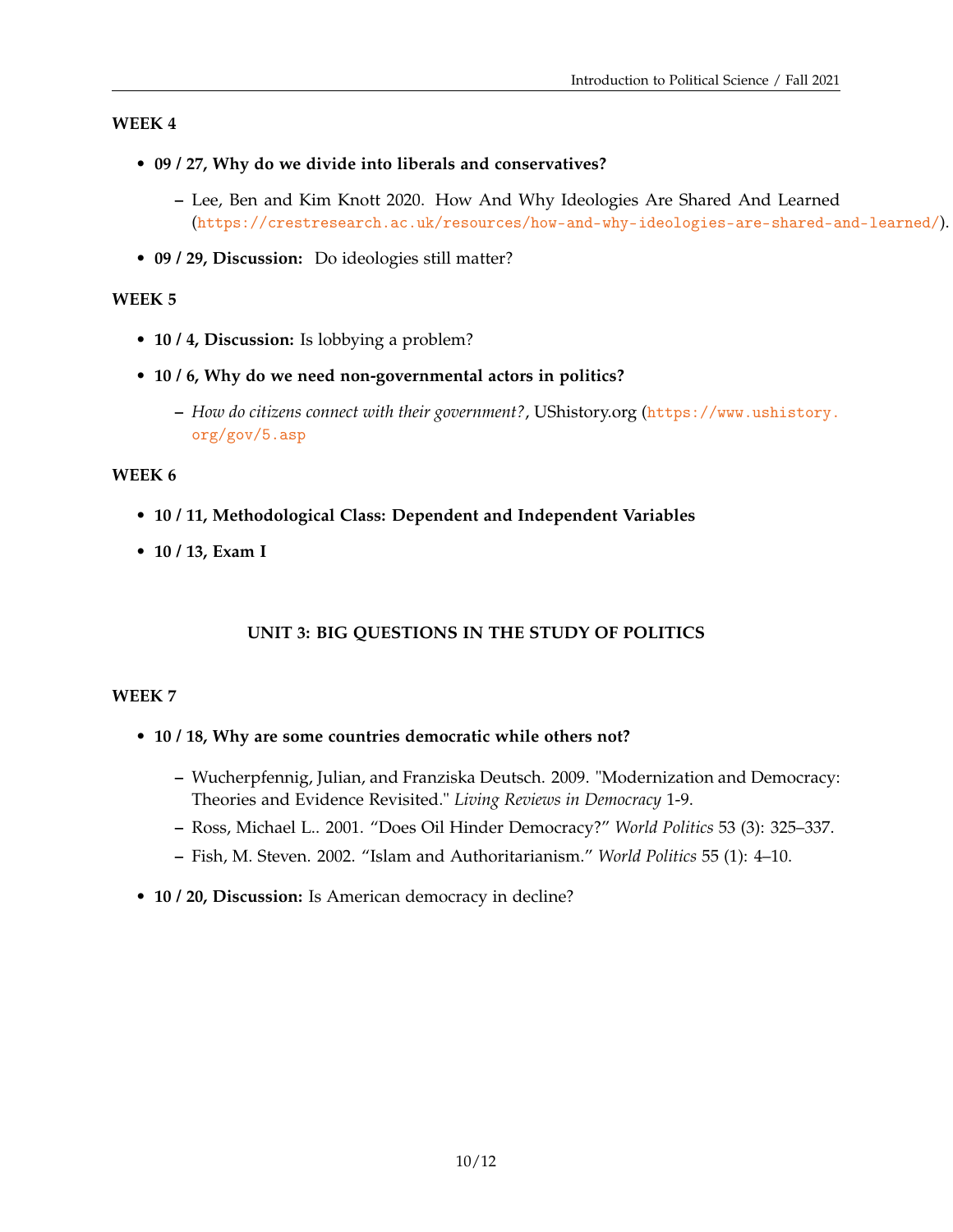### WEEK 4

- **09 / 27, Why do we divide into liberals and conservatives?**
  - Lee, Ben and Kim Knott 2020. How And Why Ideologies Are Shared And Learned (https://crestresearch.ac.uk/resources/how-and-why-ideologies-are-shared-and-learned/).
- **09 / 29, Discussion:** Do ideologies still matter?

### WEEK 5

- **10 / 4, Discussion:** Is lobbying a problem?
- **10 / 6, Why do we need non-governmental actors in politics?**
  - *How do citizens connect with their government?*, UShistory.org (https://www.ushistory.org/gov/5.asp

### WEEK 6

- **10 / 11, Methodological Class: Dependent and Independent Variables**
- **10 / 13, Exam I**

## UNIT 3: BIG QUESTIONS IN THE STUDY OF POLITICS

### WEEK 7

- **10 / 18, Why are some countries democratic while others not?**
  - Wucherpfennig, Julian, and Franziska Deutsch. 2009. "Modernization and Democracy: Theories and Evidence Revisited." *Living Reviews in Democracy* 1-9.
  - Ross, Michael L.. 2001. "Does Oil Hinder Democracy?" *World Politics* 53 (3): 325–337.
  - Fish, M. Steven. 2002. "Islam and Authoritarianism." *World Politics* 55 (1): 4–10.
- **10 / 20, Discussion:** Is American democracy in decline?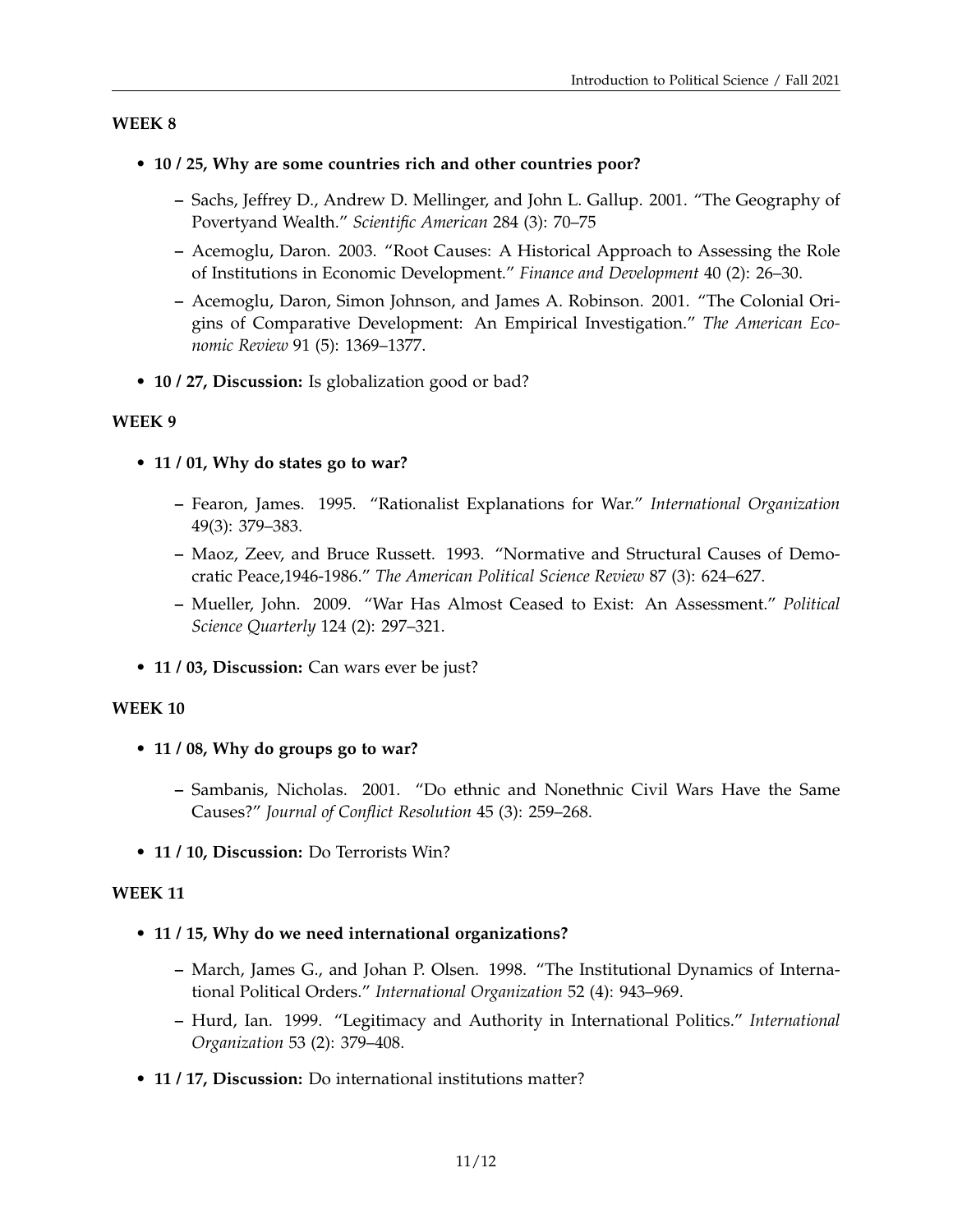**WEEK 8**

- **10 / 25, Why are some countries rich and other countries poor?**
  - Sachs, Jeffrey D., Andrew D. Mellinger, and John L. Gallup. 2001. "The Geography of Povertyand Wealth." *Scientific American* 284 (3): 70–75
  - Acemoglu, Daron. 2003. "Root Causes: A Historical Approach to Assessing the Role of Institutions in Economic Development." *Finance and Development* 40 (2): 26–30.
  - Acemoglu, Daron, Simon Johnson, and James A. Robinson. 2001. "The Colonial Origins of Comparative Development: An Empirical Investigation." *The American Economic Review* 91 (5): 1369–1377.
- **10 / 27, Discussion:** Is globalization good or bad?

**WEEK 9**

- **11 / 01, Why do states go to war?**
  - Fearon, James. 1995. "Rationalist Explanations for War." *International Organization* 49(3): 379–383.
  - Maoz, Zeev, and Bruce Russett. 1993. "Normative and Structural Causes of Democratic Peace,1946-1986." *The American Political Science Review* 87 (3): 624–627.
  - Mueller, John. 2009. "War Has Almost Ceased to Exist: An Assessment." *Political Science Quarterly* 124 (2): 297–321.
- **11 / 03, Discussion:** Can wars ever be just?

**WEEK 10**

- **11 / 08, Why do groups go to war?**
  - Sambanis, Nicholas. 2001. "Do ethnic and Nonethnic Civil Wars Have the Same Causes?" *Journal of Conflict Resolution* 45 (3): 259–268.
- **11 / 10, Discussion:** Do Terrorists Win?

**WEEK 11**

- **11 / 15, Why do we need international organizations?**
  - March, James G., and Johan P. Olsen. 1998. "The Institutional Dynamics of International Political Orders." *International Organization* 52 (4): 943–969.
  - Hurd, Ian. 1999. "Legitimacy and Authority in International Politics." *International Organization* 53 (2): 379–408.
- **11 / 17, Discussion:** Do international institutions matter?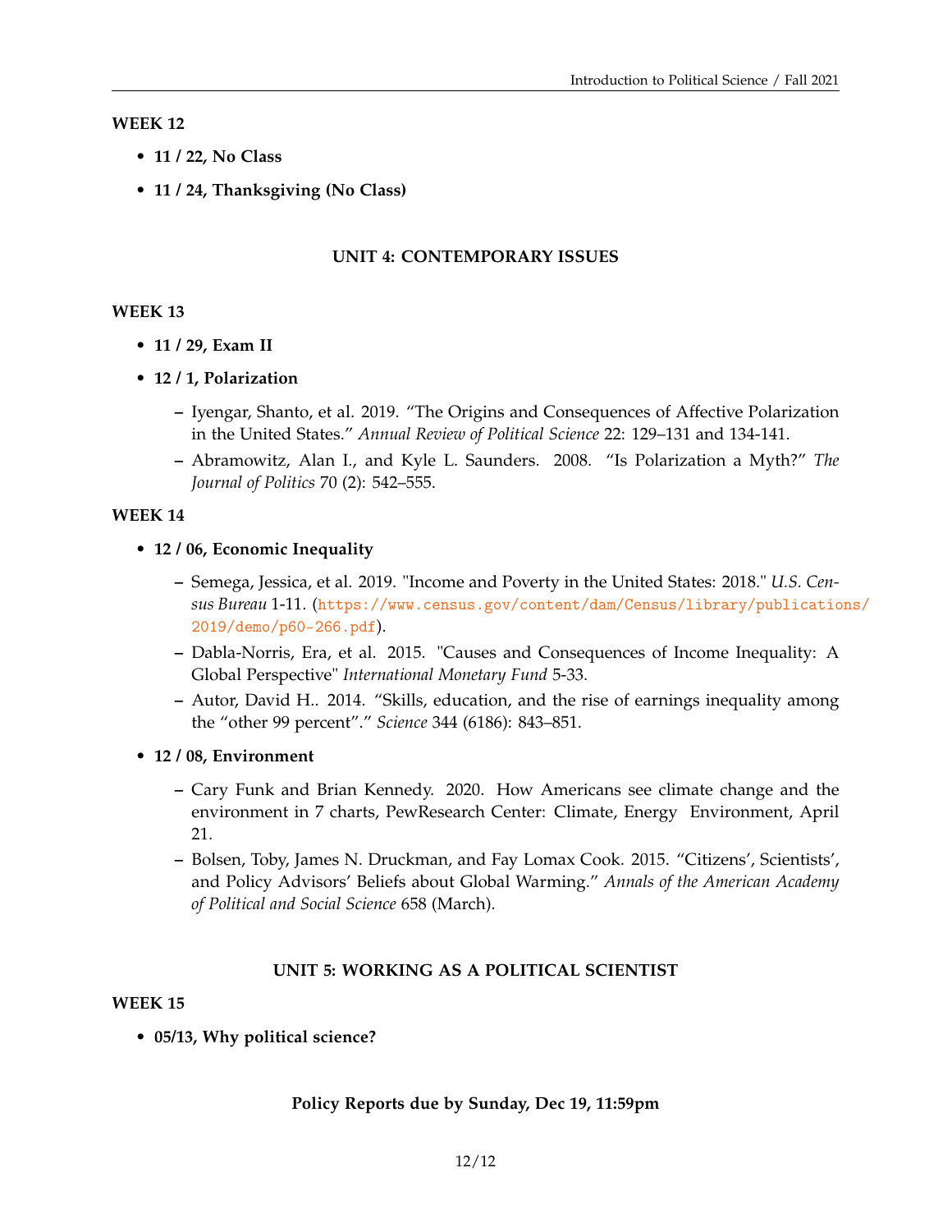**WEEK 12**

- **11 / 22, No Class**
- **11 / 24, Thanksgiving (No Class)**

### UNIT 4: CONTEMPORARY ISSUES

**WEEK 13**

- **11 / 29, Exam II**
- **12 / 1, Polarization**
  - Iyengar, Shanto, et al. 2019. "The Origins and Consequences of Affective Polarization in the United States." *Annual Review of Political Science* 22: 129–131 and 134-141.
  - Abramowitz, Alan I., and Kyle L. Saunders. 2008. "Is Polarization a Myth?" *The Journal of Politics* 70 (2): 542–555.

**WEEK 14**

- **12 / 06, Economic Inequality**
  - Semega, Jessica, et al. 2019. "Income and Poverty in the United States: 2018." *U.S. Census Bureau* 1-11. (https://www.census.gov/content/dam/Census/library/publications/2019/demo/p60-266.pdf).
  - Dabla-Norris, Era, et al. 2015. "Causes and Consequences of Income Inequality: A Global Perspective" *International Monetary Fund* 5-33.
  - Autor, David H.. 2014. "Skills, education, and the rise of earnings inequality among the "other 99 percent"." *Science* 344 (6186): 843–851.
- **12 / 08, Environment**
  - Cary Funk and Brian Kennedy. 2020. How Americans see climate change and the environment in 7 charts, PewResearch Center: Climate, Energy Environment, April 21.
  - Bolsen, Toby, James N. Druckman, and Fay Lomax Cook. 2015. "Citizens', Scientists', and Policy Advisors' Beliefs about Global Warming." *Annals of the American Academy of Political and Social Science* 658 (March).

### UNIT 5: WORKING AS A POLITICAL SCIENTIST

**WEEK 15**

- **05/13, Why political science?**

**Policy Reports due by Sunday, Dec 19, 11:59pm**